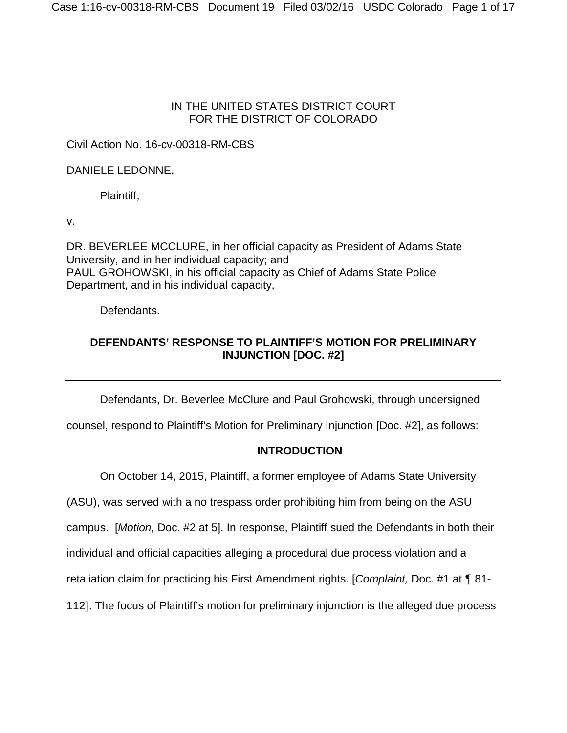IN THE UNITED STATES DISTRICT COURT
FOR THE DISTRICT OF COLORADO

Civil Action No. 16-cv-00318-RM-CBS

DANIELE LEDONNE,

Plaintiff,

v.

DR. BEVERLEE MCCLURE, in her official capacity as President of Adams State University, and in her individual capacity; and
PAUL GROHOWSKI, in his official capacity as Chief of Adams State Police Department, and in his individual capacity,

Defendants.

---

**DEFENDANTS' RESPONSE TO PLAINTIFF'S MOTION FOR PRELIMINARY INJUNCTION [DOC. #2]**

---

Defendants, Dr. Beverlee McClure and Paul Grohowski, through undersigned counsel, respond to Plaintiff's Motion for Preliminary Injunction [Doc. #2], as follows:

## INTRODUCTION

On October 14, 2015, Plaintiff, a former employee of Adams State University (ASU), was served with a no trespass order prohibiting him from being on the ASU campus. [*Motion,* Doc. #2 at 5]. In response, Plaintiff sued the Defendants in both their individual and official capacities alleging a procedural due process violation and a retaliation claim for practicing his First Amendment rights. [*Complaint,* Doc. #1 at ¶ 81-112]. The focus of Plaintiff's motion for preliminary injunction is the alleged due process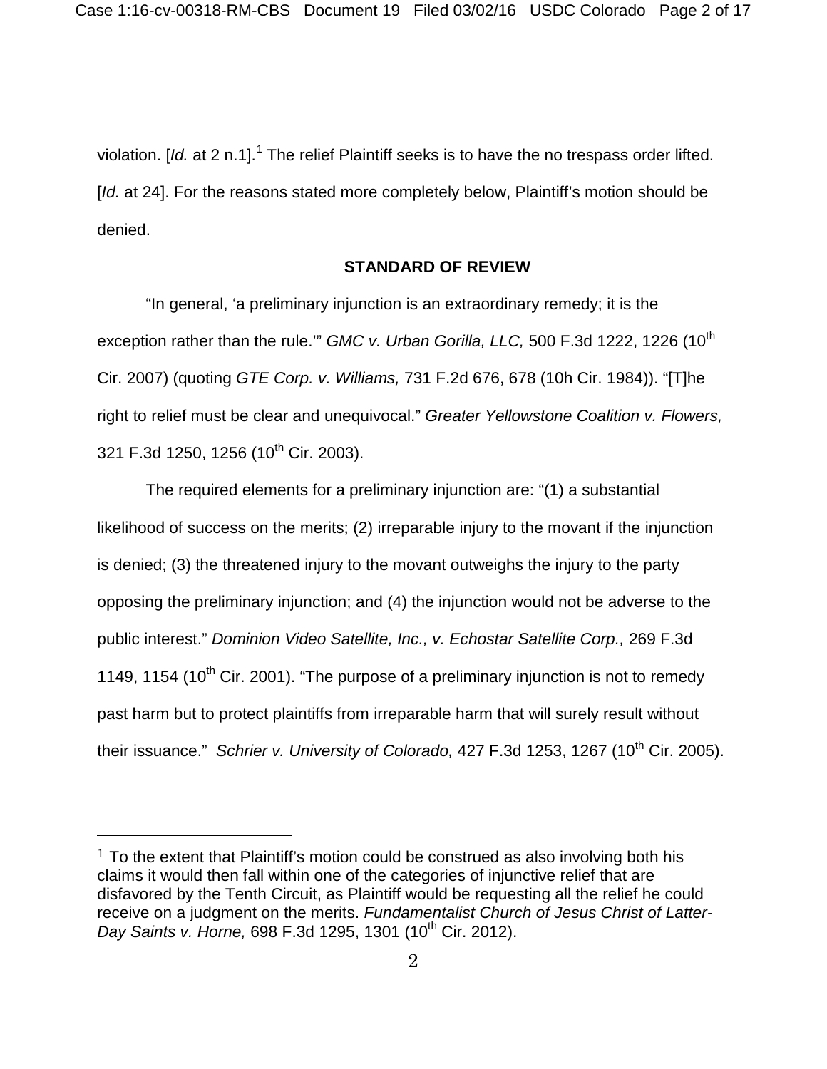violation. [*Id.* at 2 n.1].[1] The relief Plaintiff seeks is to have the no trespass order lifted. [*Id.* at 24]. For the reasons stated more completely below, Plaintiff's motion should be denied.

## STANDARD OF REVIEW

"In general, 'a preliminary injunction is an extraordinary remedy; it is the exception rather than the rule.'" *GMC v. Urban Gorilla, LLC,* 500 F.3d 1222, 1226 (10th Cir. 2007) (quoting *GTE Corp. v. Williams,* 731 F.2d 676, 678 (10h Cir. 1984)). "[T]he right to relief must be clear and unequivocal." *Greater Yellowstone Coalition v. Flowers,* 321 F.3d 1250, 1256 (10th Cir. 2003).

The required elements for a preliminary injunction are: "(1) a substantial likelihood of success on the merits; (2) irreparable injury to the movant if the injunction is denied; (3) the threatened injury to the movant outweighs the injury to the party opposing the preliminary injunction; and (4) the injunction would not be adverse to the public interest." *Dominion Video Satellite, Inc., v. Echostar Satellite Corp.,* 269 F.3d 1149, 1154 (10th Cir. 2001). "The purpose of a preliminary injunction is not to remedy past harm but to protect plaintiffs from irreparable harm that will surely result without their issuance." *Schrier v. University of Colorado,* 427 F.3d 1253, 1267 (10th Cir. 2005).

---

[1] To the extent that Plaintiff's motion could be construed as also involving both his claims it would then fall within one of the categories of injunctive relief that are disfavored by the Tenth Circuit, as Plaintiff would be requesting all the relief he could receive on a judgment on the merits. *Fundamentalist Church of Jesus Christ of Latter-Day Saints v. Horne,* 698 F.3d 1295, 1301 (10th Cir. 2012).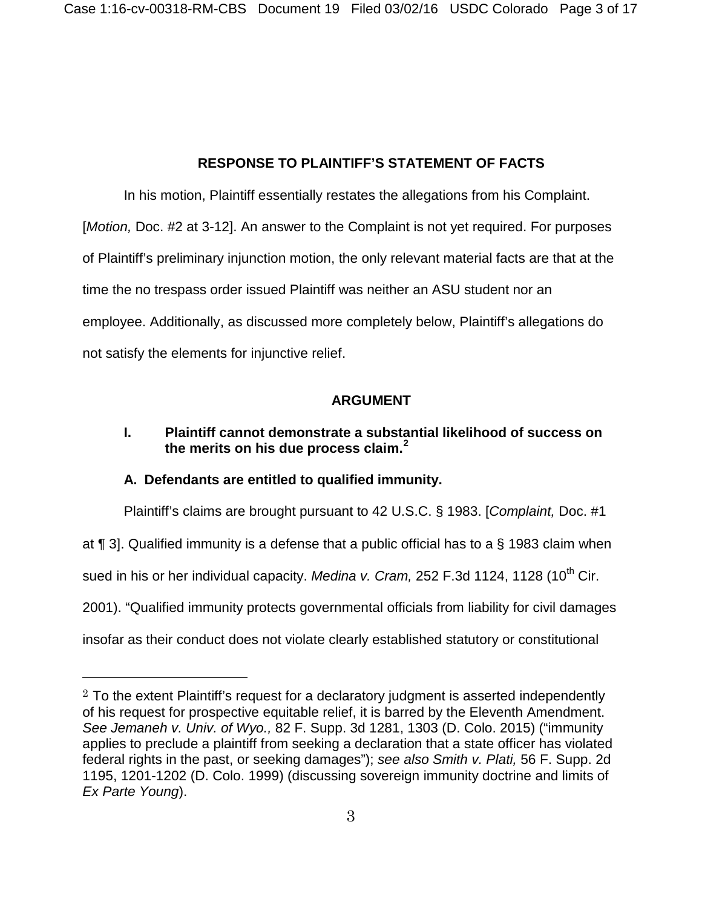## RESPONSE TO PLAINTIFF'S STATEMENT OF FACTS

In his motion, Plaintiff essentially restates the allegations from his Complaint. [*Motion,* Doc. #2 at 3-12]. An answer to the Complaint is not yet required. For purposes of Plaintiff's preliminary injunction motion, the only relevant material facts are that at the time the no trespass order issued Plaintiff was neither an ASU student nor an employee. Additionally, as discussed more completely below, Plaintiff's allegations do not satisfy the elements for injunctive relief.

## ARGUMENT

### I. Plaintiff cannot demonstrate a substantial likelihood of success on the merits on his due process claim.[2]

### A. Defendants are entitled to qualified immunity.

Plaintiff's claims are brought pursuant to 42 U.S.C. § 1983. [*Complaint,* Doc. #1 at ¶ 3]. Qualified immunity is a defense that a public official has to a § 1983 claim when sued in his or her individual capacity. *Medina v. Cram,* 252 F.3d 1124, 1128 (10th Cir. 2001). "Qualified immunity protects governmental officials from liability for civil damages insofar as their conduct does not violate clearly established statutory or constitutional

---

[2] To the extent Plaintiff's request for a declaratory judgment is asserted independently of his request for prospective equitable relief, it is barred by the Eleventh Amendment. *See Jemaneh v. Univ. of Wyo.,* 82 F. Supp. 3d 1281, 1303 (D. Colo. 2015) ("immunity applies to preclude a plaintiff from seeking a declaration that a state officer has violated federal rights in the past, or seeking damages"); *see also Smith v. Plati,* 56 F. Supp. 2d 1195, 1201-1202 (D. Colo. 1999) (discussing sovereign immunity doctrine and limits of *Ex Parte Young*).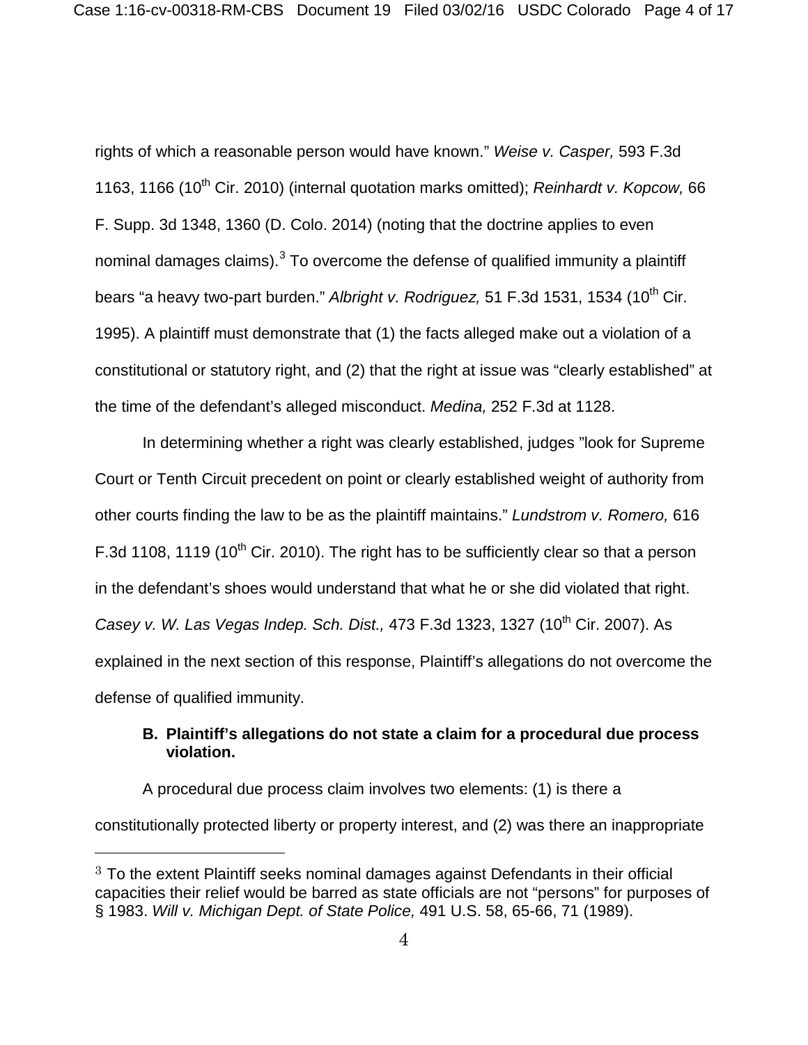rights of which a reasonable person would have known." *Weise v. Casper,* 593 F.3d 1163, 1166 (10th Cir. 2010) (internal quotation marks omitted); *Reinhardt v. Kopcow,* 66 F. Supp. 3d 1348, 1360 (D. Colo. 2014) (noting that the doctrine applies to even nominal damages claims).[3] To overcome the defense of qualified immunity a plaintiff bears "a heavy two-part burden." *Albright v. Rodriguez,* 51 F.3d 1531, 1534 (10th Cir. 1995). A plaintiff must demonstrate that (1) the facts alleged make out a violation of a constitutional or statutory right, and (2) that the right at issue was "clearly established" at the time of the defendant's alleged misconduct. *Medina,* 252 F.3d at 1128.

In determining whether a right was clearly established, judges "look for Supreme Court or Tenth Circuit precedent on point or clearly established weight of authority from other courts finding the law to be as the plaintiff maintains." *Lundstrom v. Romero,* 616 F.3d 1108, 1119 (10th Cir. 2010). The right has to be sufficiently clear so that a person in the defendant's shoes would understand that what he or she did violated that right. *Casey v. W. Las Vegas Indep. Sch. Dist.,* 473 F.3d 1323, 1327 (10th Cir. 2007). As explained in the next section of this response, Plaintiff's allegations do not overcome the defense of qualified immunity.

### B. Plaintiff's allegations do not state a claim for a procedural due process violation.

A procedural due process claim involves two elements: (1) is there a constitutionally protected liberty or property interest, and (2) was there an inappropriate

---

[3] To the extent Plaintiff seeks nominal damages against Defendants in their official capacities their relief would be barred as state officials are not "persons" for purposes of § 1983. *Will v. Michigan Dept. of State Police,* 491 U.S. 58, 65-66, 71 (1989).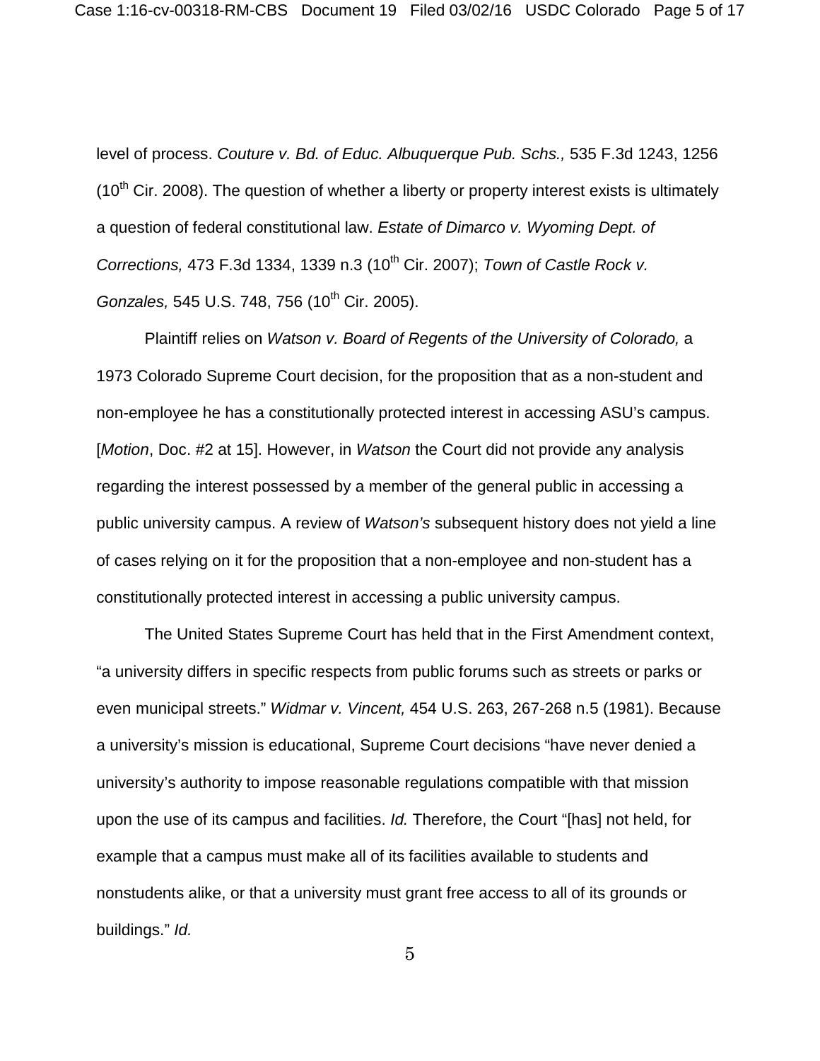level of process. *Couture v. Bd. of Educ. Albuquerque Pub. Schs.,* 535 F.3d 1243, 1256 (10th Cir. 2008). The question of whether a liberty or property interest exists is ultimately a question of federal constitutional law. *Estate of Dimarco v. Wyoming Dept. of Corrections,* 473 F.3d 1334, 1339 n.3 (10th Cir. 2007); *Town of Castle Rock v. Gonzales,* 545 U.S. 748, 756 (10th Cir. 2005).

Plaintiff relies on *Watson v. Board of Regents of the University of Colorado,* a 1973 Colorado Supreme Court decision, for the proposition that as a non-student and non-employee he has a constitutionally protected interest in accessing ASU's campus. [*Motion*, Doc. #2 at 15]. However, in *Watson* the Court did not provide any analysis regarding the interest possessed by a member of the general public in accessing a public university campus. A review of *Watson's* subsequent history does not yield a line of cases relying on it for the proposition that a non-employee and non-student has a constitutionally protected interest in accessing a public university campus.

The United States Supreme Court has held that in the First Amendment context, "a university differs in specific respects from public forums such as streets or parks or even municipal streets." *Widmar v. Vincent,* 454 U.S. 263, 267-268 n.5 (1981). Because a university's mission is educational, Supreme Court decisions "have never denied a university's authority to impose reasonable regulations compatible with that mission upon the use of its campus and facilities. *Id.* Therefore, the Court "[has] not held, for example that a campus must make all of its facilities available to students and nonstudents alike, or that a university must grant free access to all of its grounds or buildings." *Id.*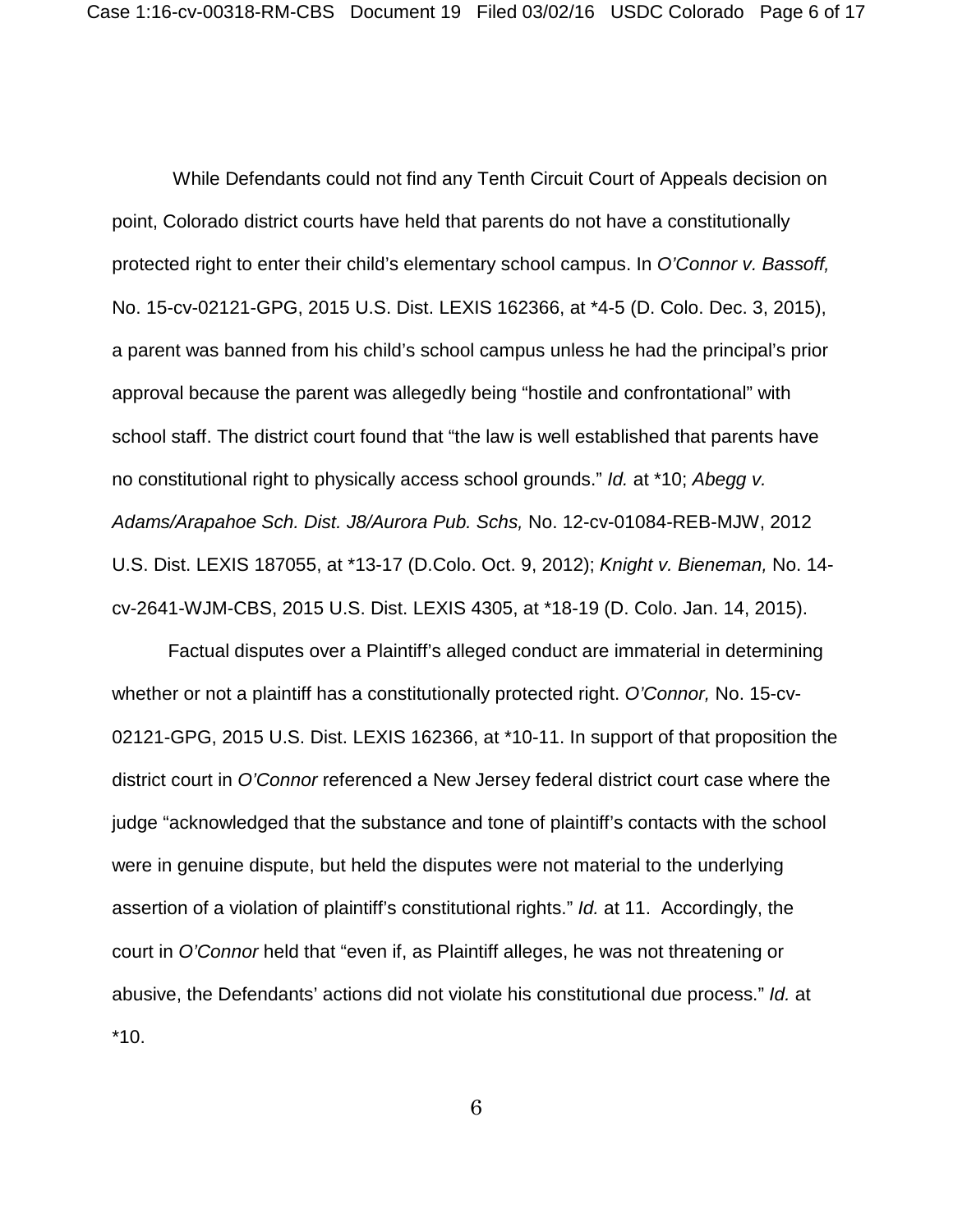While Defendants could not find any Tenth Circuit Court of Appeals decision on point, Colorado district courts have held that parents do not have a constitutionally protected right to enter their child's elementary school campus. In *O'Connor v. Bassoff,* No. 15-cv-02121-GPG, 2015 U.S. Dist. LEXIS 162366, at *4-5 (D. Colo. Dec. 3, 2015), a parent was banned from his child's school campus unless he had the principal's prior approval because the parent was allegedly being "hostile and confrontational" with school staff. The district court found that "the law is well established that parents have no constitutional right to physically access school grounds." *Id.* at *10; *Abegg v. Adams/Arapahoe Sch. Dist. J8/Aurora Pub. Schs,* No. 12-cv-01084-REB-MJW, 2012 U.S. Dist. LEXIS 187055, at *13-17 (D.Colo. Oct. 9, 2012); *Knight v. Bieneman,* No. 14-cv-2641-WJM-CBS, 2015 U.S. Dist. LEXIS 4305, at *18-19 (D. Colo. Jan. 14, 2015).

Factual disputes over a Plaintiff's alleged conduct are immaterial in determining whether or not a plaintiff has a constitutionally protected right. *O'Connor,* No. 15-cv-02121-GPG, 2015 U.S. Dist. LEXIS 162366, at *10-11. In support of that proposition the district court in *O'Connor* referenced a New Jersey federal district court case where the judge "acknowledged that the substance and tone of plaintiff's contacts with the school were in genuine dispute, but held the disputes were not material to the underlying assertion of a violation of plaintiff's constitutional rights." *Id.* at 11. Accordingly, the court in *O'Connor* held that "even if, as Plaintiff alleges, he was not threatening or abusive, the Defendants' actions did not violate his constitutional due process." *Id.* at *10.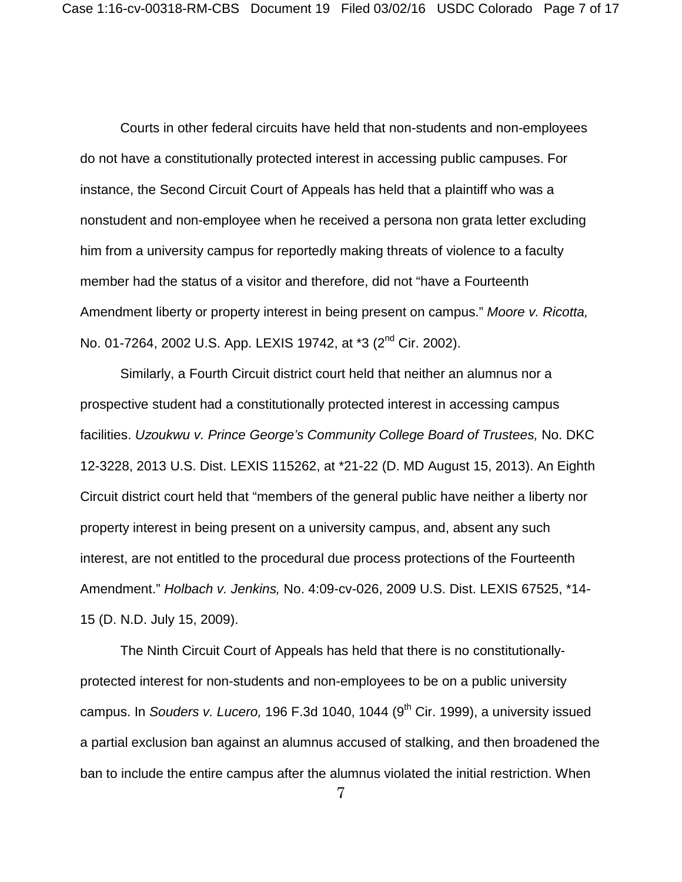Courts in other federal circuits have held that non-students and non-employees do not have a constitutionally protected interest in accessing public campuses. For instance, the Second Circuit Court of Appeals has held that a plaintiff who was a nonstudent and non-employee when he received a persona non grata letter excluding him from a university campus for reportedly making threats of violence to a faculty member had the status of a visitor and therefore, did not "have a Fourteenth Amendment liberty or property interest in being present on campus." *Moore v. Ricotta,* No. 01-7264, 2002 U.S. App. LEXIS 19742, at *3 (2nd Cir. 2002).

Similarly, a Fourth Circuit district court held that neither an alumnus nor a prospective student had a constitutionally protected interest in accessing campus facilities. *Uzoukwu v. Prince George's Community College Board of Trustees,* No. DKC 12-3228, 2013 U.S. Dist. LEXIS 115262, at *21-22 (D. MD August 15, 2013). An Eighth Circuit district court held that "members of the general public have neither a liberty nor property interest in being present on a university campus, and, absent any such interest, are not entitled to the procedural due process protections of the Fourteenth Amendment." *Holbach v. Jenkins,* No. 4:09-cv-026, 2009 U.S. Dist. LEXIS 67525, *14-15 (D. N.D. July 15, 2009).

The Ninth Circuit Court of Appeals has held that there is no constitutionally-protected interest for non-students and non-employees to be on a public university campus. In *Souders v. Lucero,* 196 F.3d 1040, 1044 (9th Cir. 1999), a university issued a partial exclusion ban against an alumnus accused of stalking, and then broadened the ban to include the entire campus after the alumnus violated the initial restriction. When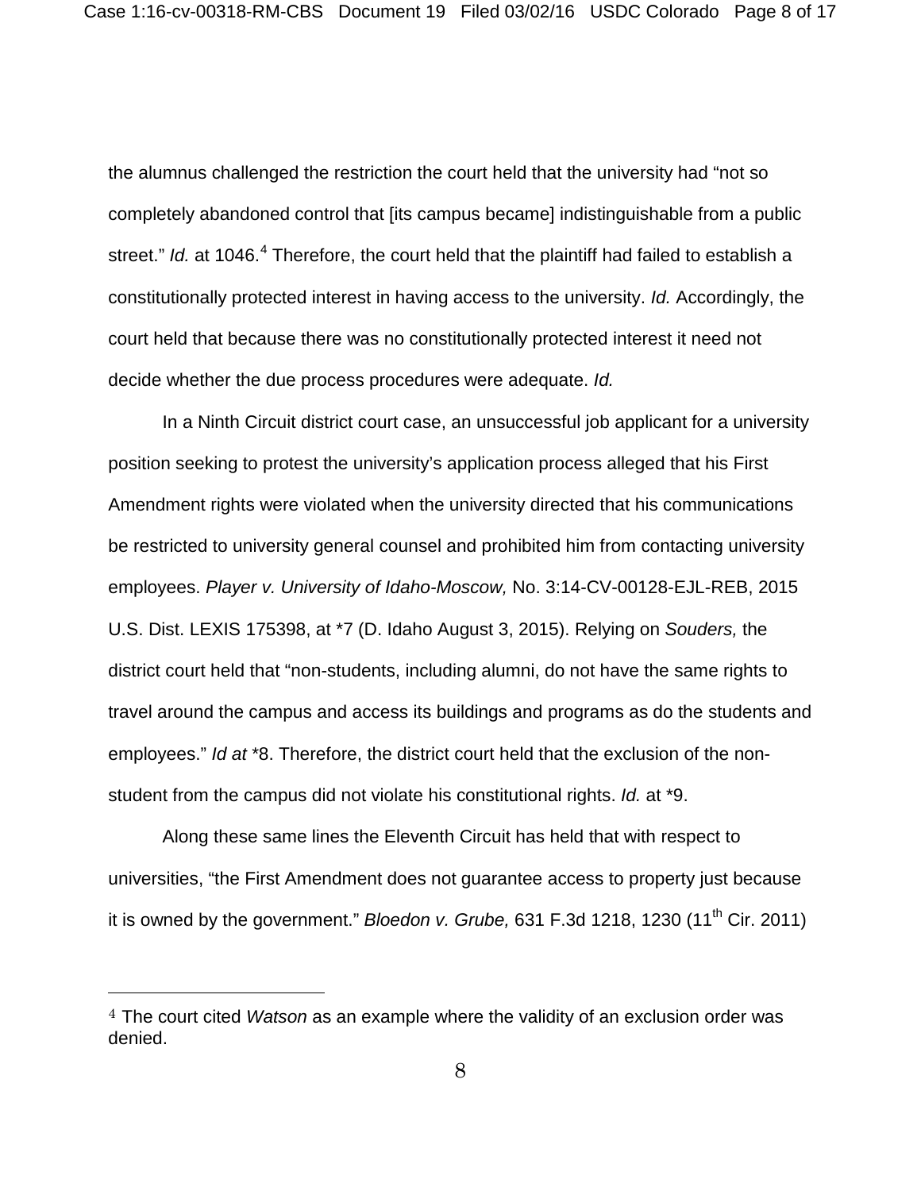the alumnus challenged the restriction the court held that the university had "not so completely abandoned control that [its campus became] indistinguishable from a public street." *Id.* at 1046.[4] Therefore, the court held that the plaintiff had failed to establish a constitutionally protected interest in having access to the university. *Id.* Accordingly, the court held that because there was no constitutionally protected interest it need not decide whether the due process procedures were adequate. *Id.*

In a Ninth Circuit district court case, an unsuccessful job applicant for a university position seeking to protest the university's application process alleged that his First Amendment rights were violated when the university directed that his communications be restricted to university general counsel and prohibited him from contacting university employees. *Player v. University of Idaho-Moscow,* No. 3:14-CV-00128-EJL-REB, 2015 U.S. Dist. LEXIS 175398, at *7 (D. Idaho August 3, 2015). Relying on *Souders,* the district court held that "non-students, including alumni, do not have the same rights to travel around the campus and access its buildings and programs as do the students and employees." *Id at* *8. Therefore, the district court held that the exclusion of the non-student from the campus did not violate his constitutional rights. *Id.* at *9.

Along these same lines the Eleventh Circuit has held that with respect to universities, "the First Amendment does not guarantee access to property just because it is owned by the government." *Bloedon v. Grube,* 631 F.3d 1218, 1230 (11th Cir. 2011)

---

[4] The court cited *Watson* as an example where the validity of an exclusion order was denied.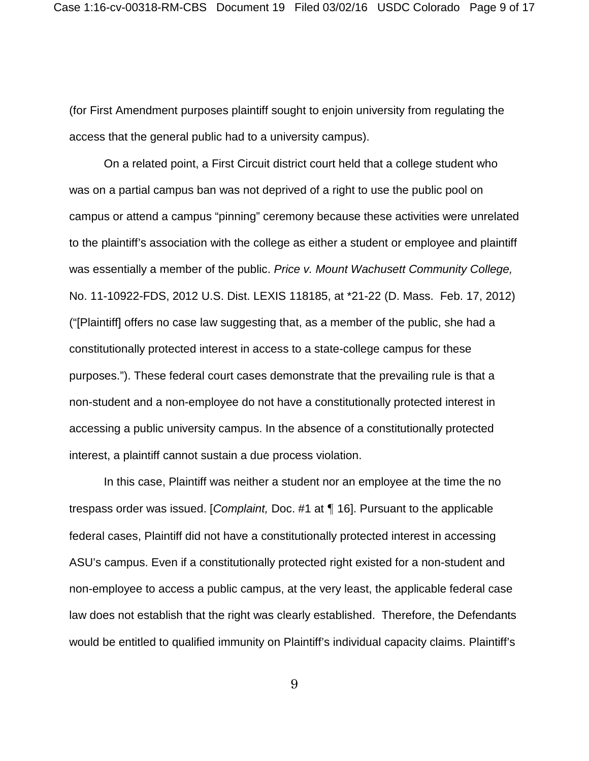(for First Amendment purposes plaintiff sought to enjoin university from regulating the access that the general public had to a university campus).

On a related point, a First Circuit district court held that a college student who was on a partial campus ban was not deprived of a right to use the public pool on campus or attend a campus "pinning" ceremony because these activities were unrelated to the plaintiff's association with the college as either a student or employee and plaintiff was essentially a member of the public. *Price v. Mount Wachusett Community College,* No. 11-10922-FDS, 2012 U.S. Dist. LEXIS 118185, at *21-22 (D. Mass. Feb. 17, 2012) ("[Plaintiff] offers no case law suggesting that, as a member of the public, she had a constitutionally protected interest in access to a state-college campus for these purposes."). These federal court cases demonstrate that the prevailing rule is that a non-student and a non-employee do not have a constitutionally protected interest in accessing a public university campus. In the absence of a constitutionally protected interest, a plaintiff cannot sustain a due process violation.

In this case, Plaintiff was neither a student nor an employee at the time the no trespass order was issued. [*Complaint,* Doc. #1 at ¶ 16]. Pursuant to the applicable federal cases, Plaintiff did not have a constitutionally protected interest in accessing ASU's campus. Even if a constitutionally protected right existed for a non-student and non-employee to access a public campus, at the very least, the applicable federal case law does not establish that the right was clearly established. Therefore, the Defendants would be entitled to qualified immunity on Plaintiff's individual capacity claims. Plaintiff's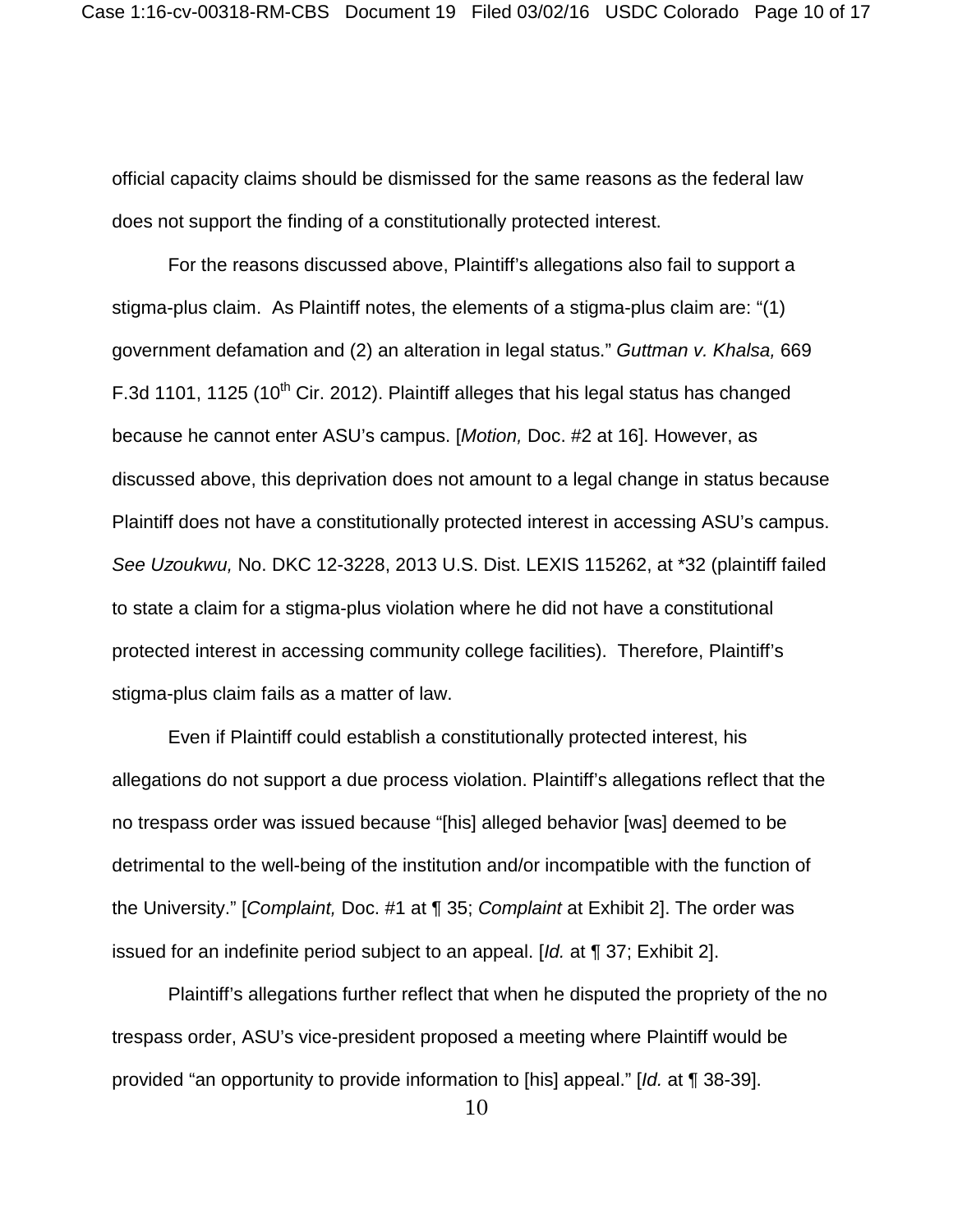official capacity claims should be dismissed for the same reasons as the federal law does not support the finding of a constitutionally protected interest.

For the reasons discussed above, Plaintiff's allegations also fail to support a stigma-plus claim. As Plaintiff notes, the elements of a stigma-plus claim are: "(1) government defamation and (2) an alteration in legal status." *Guttman v. Khalsa,* 669 F.3d 1101, 1125 (10th Cir. 2012). Plaintiff alleges that his legal status has changed because he cannot enter ASU's campus. [*Motion,* Doc. #2 at 16]. However, as discussed above, this deprivation does not amount to a legal change in status because Plaintiff does not have a constitutionally protected interest in accessing ASU's campus. *See Uzoukwu,* No. DKC 12-3228, 2013 U.S. Dist. LEXIS 115262, at *32 (plaintiff failed to state a claim for a stigma-plus violation where he did not have a constitutional protected interest in accessing community college facilities). Therefore, Plaintiff's stigma-plus claim fails as a matter of law.

Even if Plaintiff could establish a constitutionally protected interest, his allegations do not support a due process violation. Plaintiff's allegations reflect that the no trespass order was issued because "[his] alleged behavior [was] deemed to be detrimental to the well-being of the institution and/or incompatible with the function of the University." [*Complaint,* Doc. #1 at ¶ 35; *Complaint* at Exhibit 2]. The order was issued for an indefinite period subject to an appeal. [*Id.* at ¶ 37; Exhibit 2].

Plaintiff's allegations further reflect that when he disputed the propriety of the no trespass order, ASU's vice-president proposed a meeting where Plaintiff would be provided "an opportunity to provide information to [his] appeal." [*Id.* at ¶ 38-39].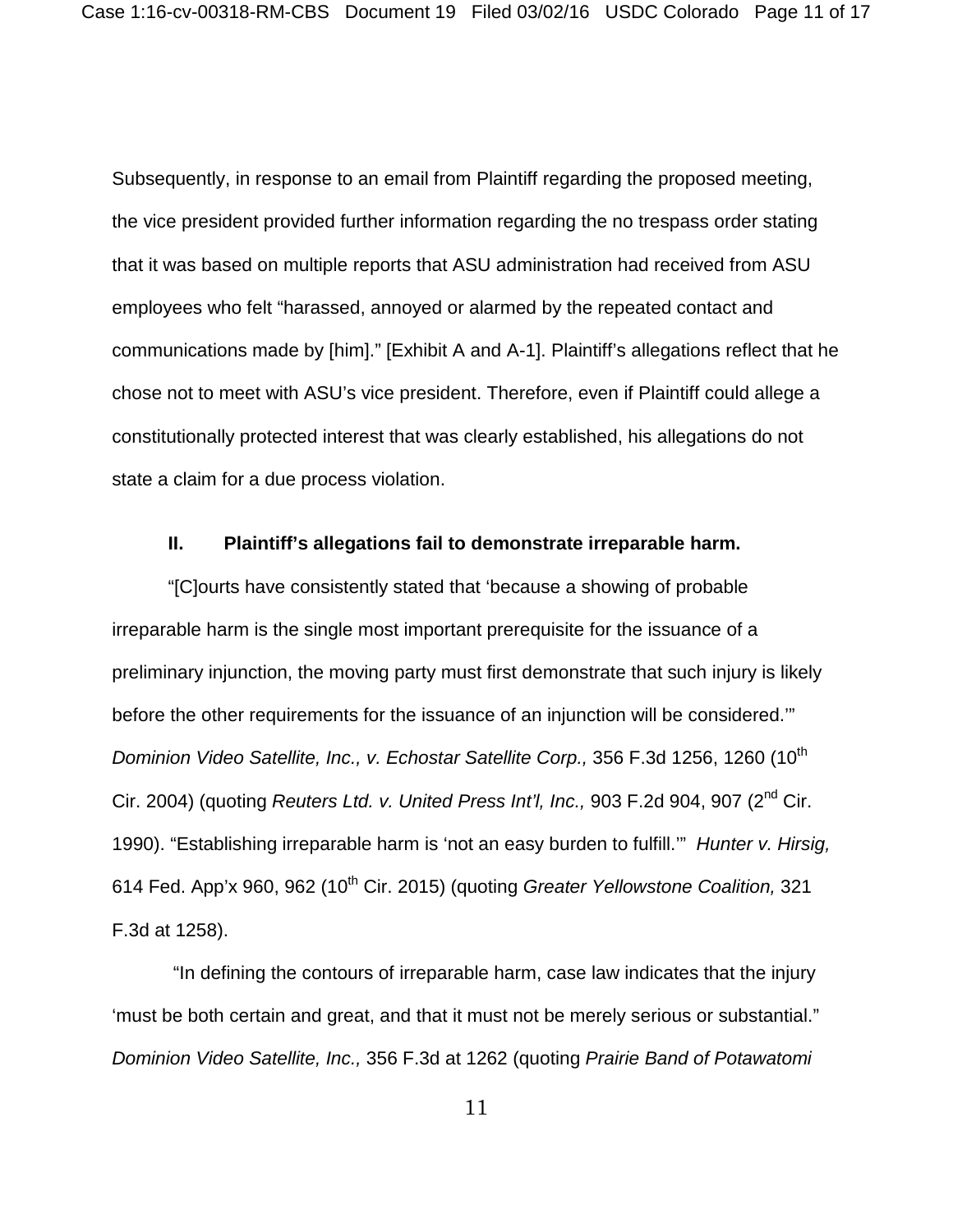Subsequently, in response to an email from Plaintiff regarding the proposed meeting, the vice president provided further information regarding the no trespass order stating that it was based on multiple reports that ASU administration had received from ASU employees who felt "harassed, annoyed or alarmed by the repeated contact and communications made by [him]." [Exhibit A and A-1]. Plaintiff's allegations reflect that he chose not to meet with ASU's vice president. Therefore, even if Plaintiff could allege a constitutionally protected interest that was clearly established, his allegations do not state a claim for a due process violation.

### II. Plaintiff's allegations fail to demonstrate irreparable harm.

"[C]ourts have consistently stated that 'because a showing of probable irreparable harm is the single most important prerequisite for the issuance of a preliminary injunction, the moving party must first demonstrate that such injury is likely before the other requirements for the issuance of an injunction will be considered.'" *Dominion Video Satellite, Inc., v. Echostar Satellite Corp.,* 356 F.3d 1256, 1260 (10th Cir. 2004) (quoting *Reuters Ltd. v. United Press Int'l, Inc.,* 903 F.2d 904, 907 (2nd Cir. 1990). "Establishing irreparable harm is 'not an easy burden to fulfill.'" *Hunter v. Hirsig,* 614 Fed. App'x 960, 962 (10th Cir. 2015) (quoting *Greater Yellowstone Coalition,* 321 F.3d at 1258).

"In defining the contours of irreparable harm, case law indicates that the injury 'must be both certain and great, and that it must not be merely serious or substantial." *Dominion Video Satellite, Inc.,* 356 F.3d at 1262 (quoting *Prairie Band of Potawatomi*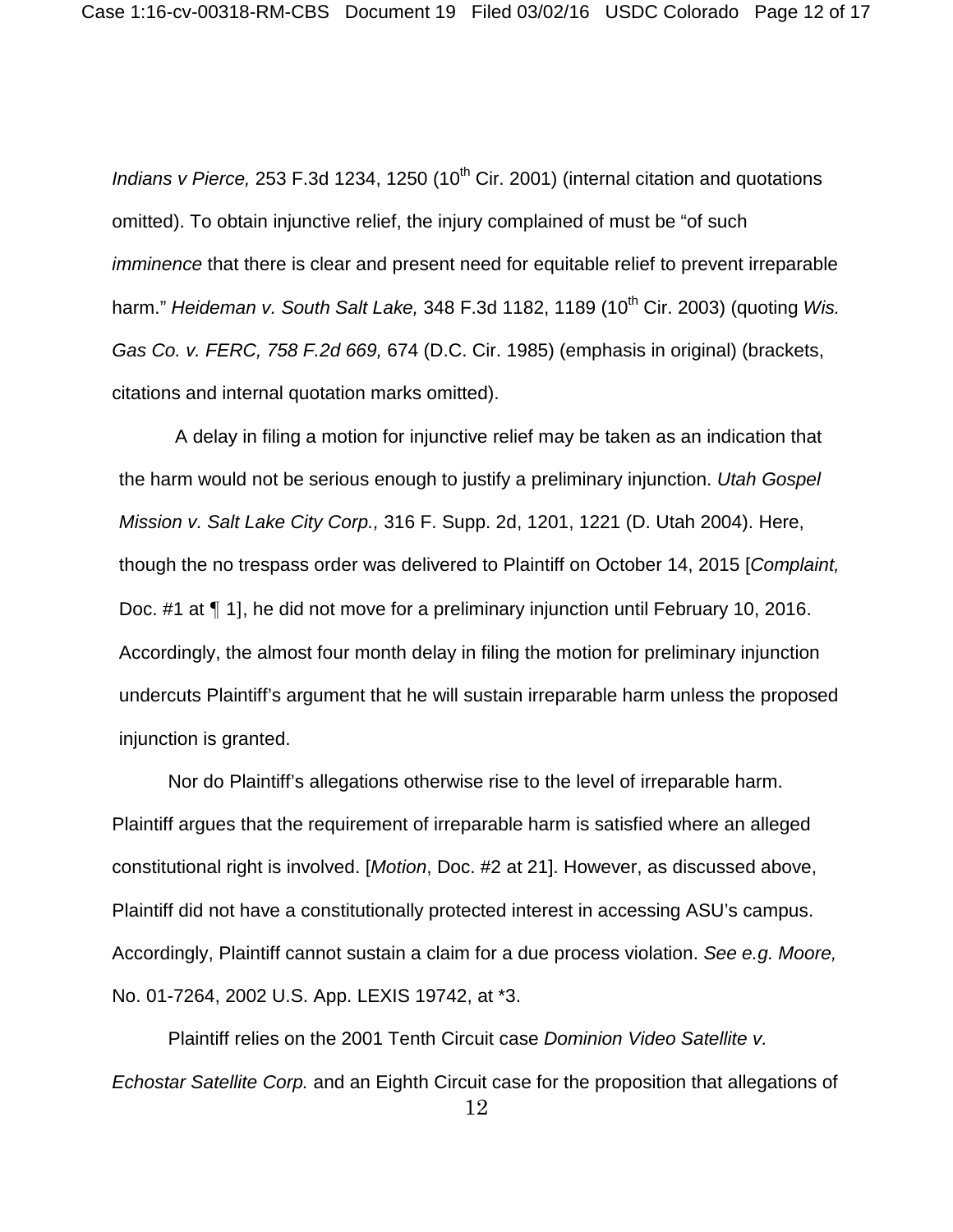*Indians v Pierce,* 253 F.3d 1234, 1250 (10th Cir. 2001) (internal citation and quotations omitted). To obtain injunctive relief, the injury complained of must be "of such *imminence* that there is clear and present need for equitable relief to prevent irreparable harm." *Heideman v. South Salt Lake,* 348 F.3d 1182, 1189 (10th Cir. 2003) (quoting *Wis. Gas Co. v. FERC, 758 F.2d 669,* 674 (D.C. Cir. 1985) (emphasis in original) (brackets, citations and internal quotation marks omitted).

A delay in filing a motion for injunctive relief may be taken as an indication that the harm would not be serious enough to justify a preliminary injunction. *Utah Gospel Mission v. Salt Lake City Corp.,* 316 F. Supp. 2d, 1201, 1221 (D. Utah 2004). Here, though the no trespass order was delivered to Plaintiff on October 14, 2015 [*Complaint,* Doc. #1 at ¶ 1], he did not move for a preliminary injunction until February 10, 2016. Accordingly, the almost four month delay in filing the motion for preliminary injunction undercuts Plaintiff's argument that he will sustain irreparable harm unless the proposed injunction is granted.

Nor do Plaintiff's allegations otherwise rise to the level of irreparable harm. Plaintiff argues that the requirement of irreparable harm is satisfied where an alleged constitutional right is involved. [*Motion*, Doc. #2 at 21]. However, as discussed above, Plaintiff did not have a constitutionally protected interest in accessing ASU's campus. Accordingly, Plaintiff cannot sustain a claim for a due process violation. *See e.g. Moore,* No. 01-7264, 2002 U.S. App. LEXIS 19742, at *3.

Plaintiff relies on the 2001 Tenth Circuit case *Dominion Video Satellite v. Echostar Satellite Corp.* and an Eighth Circuit case for the proposition that allegations of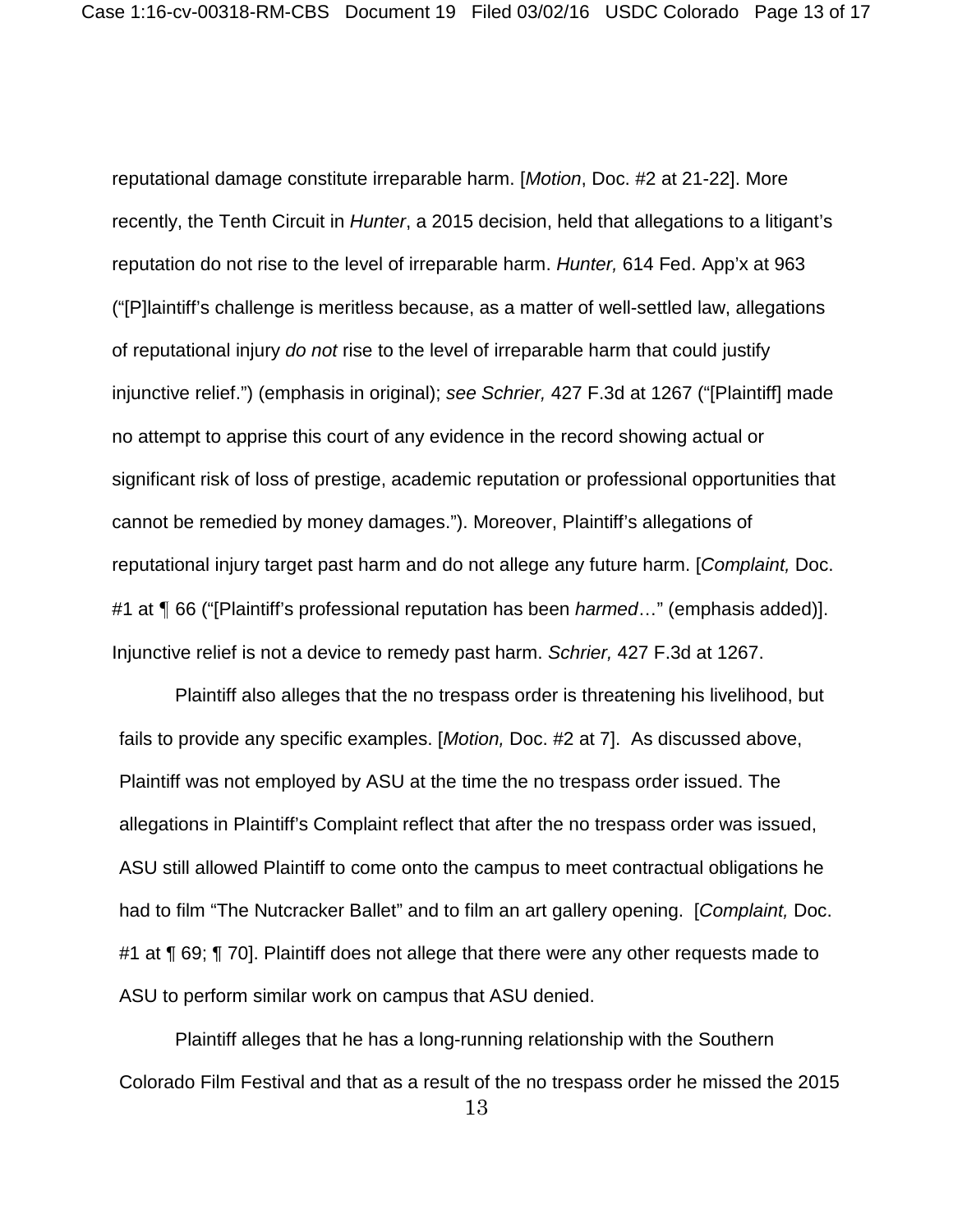reputational damage constitute irreparable harm. [*Motion*, Doc. #2 at 21-22]. More recently, the Tenth Circuit in *Hunter*, a 2015 decision, held that allegations to a litigant's reputation do not rise to the level of irreparable harm. *Hunter,* 614 Fed. App'x at 963 ("[P]laintiff's challenge is meritless because, as a matter of well-settled law, allegations of reputational injury *do not* rise to the level of irreparable harm that could justify injunctive relief.") (emphasis in original); *see Schrier,* 427 F.3d at 1267 ("[Plaintiff] made no attempt to apprise this court of any evidence in the record showing actual or significant risk of loss of prestige, academic reputation or professional opportunities that cannot be remedied by money damages."). Moreover, Plaintiff's allegations of reputational injury target past harm and do not allege any future harm. [*Complaint,* Doc. #1 at ¶ 66 ("[Plaintiff's professional reputation has been *harmed*…" (emphasis added)]. Injunctive relief is not a device to remedy past harm. *Schrier,* 427 F.3d at 1267.

Plaintiff also alleges that the no trespass order is threatening his livelihood, but fails to provide any specific examples. [*Motion,* Doc. #2 at 7]. As discussed above, Plaintiff was not employed by ASU at the time the no trespass order issued. The allegations in Plaintiff's Complaint reflect that after the no trespass order was issued, ASU still allowed Plaintiff to come onto the campus to meet contractual obligations he had to film "The Nutcracker Ballet" and to film an art gallery opening. [*Complaint,* Doc. #1 at ¶ 69; ¶ 70]. Plaintiff does not allege that there were any other requests made to ASU to perform similar work on campus that ASU denied.

Plaintiff alleges that he has a long-running relationship with the Southern Colorado Film Festival and that as a result of the no trespass order he missed the 2015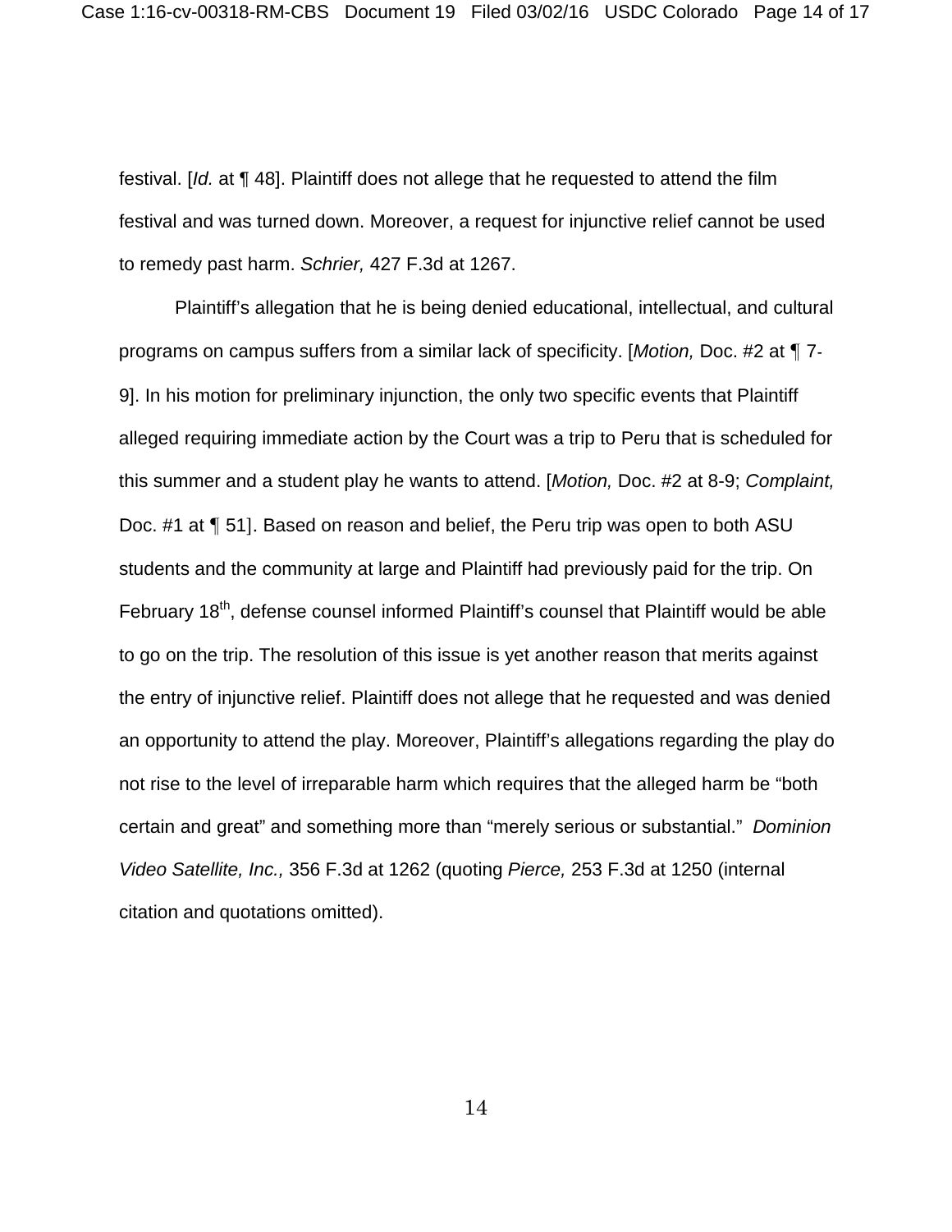festival. [*Id.* at ¶ 48]. Plaintiff does not allege that he requested to attend the film festival and was turned down. Moreover, a request for injunctive relief cannot be used to remedy past harm. *Schrier,* 427 F.3d at 1267.

Plaintiff's allegation that he is being denied educational, intellectual, and cultural programs on campus suffers from a similar lack of specificity. [*Motion,* Doc. #2 at ¶ 7-9]. In his motion for preliminary injunction, the only two specific events that Plaintiff alleged requiring immediate action by the Court was a trip to Peru that is scheduled for this summer and a student play he wants to attend. [*Motion,* Doc. #2 at 8-9; *Complaint,* Doc. #1 at ¶ 51]. Based on reason and belief, the Peru trip was open to both ASU students and the community at large and Plaintiff had previously paid for the trip. On February 18th, defense counsel informed Plaintiff's counsel that Plaintiff would be able to go on the trip. The resolution of this issue is yet another reason that merits against the entry of injunctive relief. Plaintiff does not allege that he requested and was denied an opportunity to attend the play. Moreover, Plaintiff's allegations regarding the play do not rise to the level of irreparable harm which requires that the alleged harm be "both certain and great" and something more than "merely serious or substantial." *Dominion Video Satellite, Inc.,* 356 F.3d at 1262 (quoting *Pierce,* 253 F.3d at 1250 (internal citation and quotations omitted).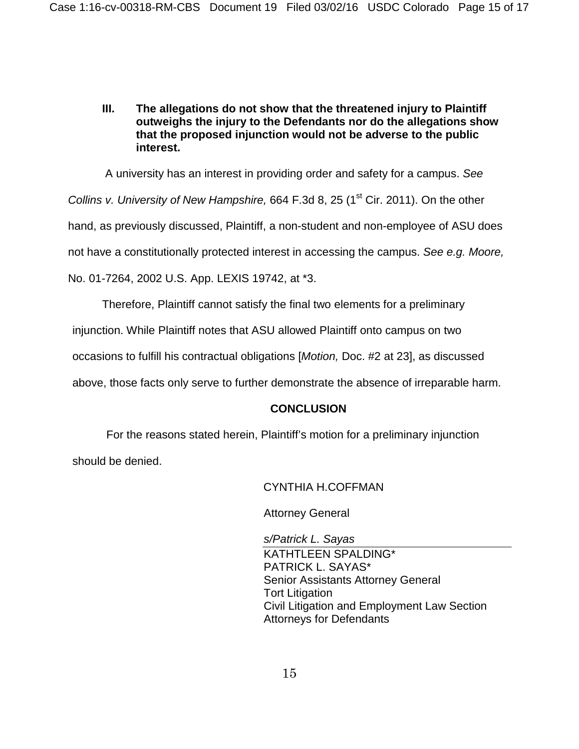### III. The allegations do not show that the threatened injury to Plaintiff outweighs the injury to the Defendants nor do the allegations show that the proposed injunction would not be adverse to the public interest.

A university has an interest in providing order and safety for a campus. *See Collins v. University of New Hampshire,* 664 F.3d 8, 25 (1st Cir. 2011). On the other hand, as previously discussed, Plaintiff, a non-student and non-employee of ASU does not have a constitutionally protected interest in accessing the campus. *See e.g. Moore,* No. 01-7264, 2002 U.S. App. LEXIS 19742, at *3.

Therefore, Plaintiff cannot satisfy the final two elements for a preliminary injunction. While Plaintiff notes that ASU allowed Plaintiff onto campus on two occasions to fulfill his contractual obligations [*Motion,* Doc. #2 at 23], as discussed above, those facts only serve to further demonstrate the absence of irreparable harm.

## CONCLUSION

For the reasons stated herein, Plaintiff's motion for a preliminary injunction should be denied.

CYNTHIA H.COFFMAN

Attorney General

*s/Patrick L. Sayas*

KATHTLEEN SPALDING*
PATRICK L. SAYAS*
Senior Assistants Attorney General
Tort Litigation
Civil Litigation and Employment Law Section
Attorneys for Defendants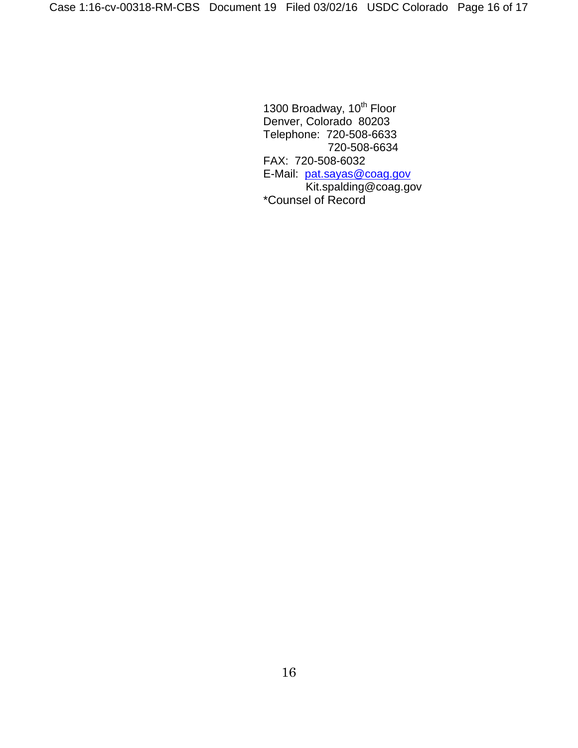1300 Broadway, 10th Floor
Denver, Colorado 80203
Telephone: 720-508-6633
720-508-6634
FAX: 720-508-6032
E-Mail: pat.sayas@coag.gov
Kit.spalding@coag.gov
*Counsel of Record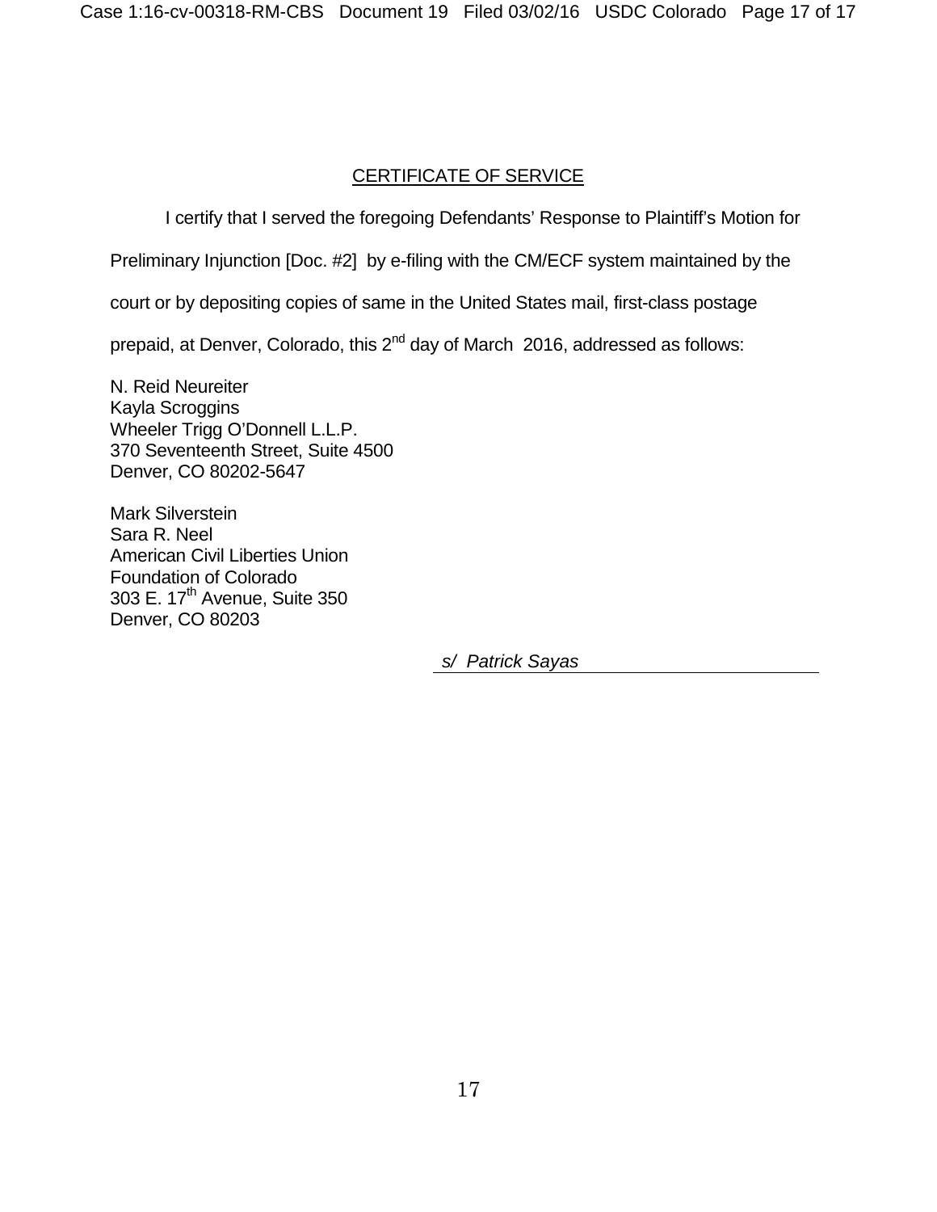## CERTIFICATE OF SERVICE

I certify that I served the foregoing Defendants' Response to Plaintiff's Motion for Preliminary Injunction [Doc. #2] by e-filing with the CM/ECF system maintained by the court or by depositing copies of same in the United States mail, first-class postage prepaid, at Denver, Colorado, this 2nd day of March 2016, addressed as follows:

N. Reid Neureiter
Kayla Scroggins
Wheeler Trigg O'Donnell L.L.P.
370 Seventeenth Street, Suite 4500
Denver, CO 80202-5647

Mark Silverstein
Sara R. Neel
American Civil Liberties Union
Foundation of Colorado
303 E. 17th Avenue, Suite 350
Denver, CO 80203

*s/ Patrick Sayas*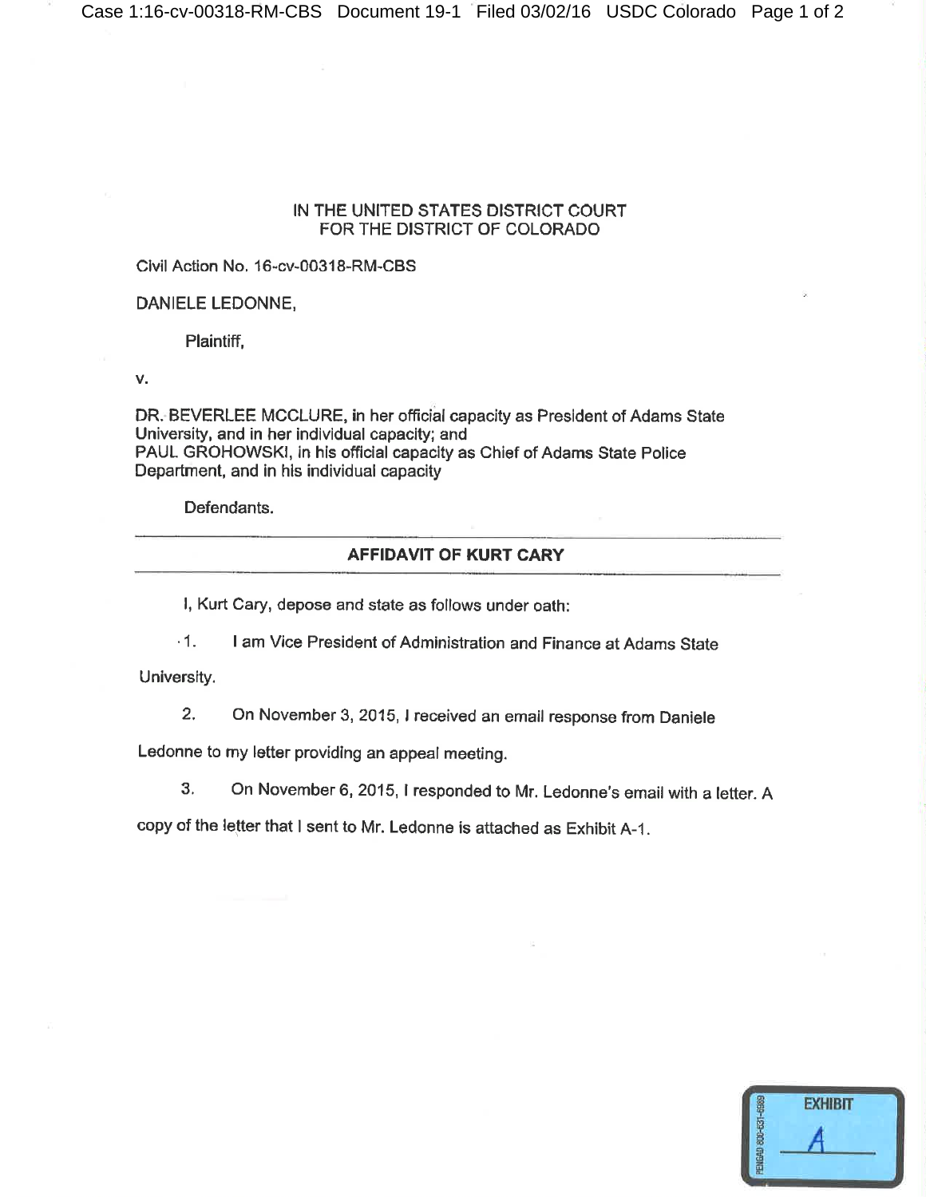IN THE UNITED STATES DISTRICT COURT
FOR THE DISTRICT OF COLORADO

Civil Action No. 16-cv-00318-RM-CBS

DANIELE LEDONNE,

Plaintiff,

v.

DR. BEVERLEE MCCLURE, in her official capacity as President of Adams State University, and in her individual capacity; and
PAUL GROHOWSKI, in his official capacity as Chief of Adams State Police Department, and in his individual capacity

Defendants.

---

**AFFIDAVIT OF KURT CARY**

---

I, Kurt Cary, depose and state as follows under oath:

1. I am Vice President of Administration and Finance at Adams State University.

2. On November 3, 2015, I received an email response from Daniele Ledonne to my letter providing an appeal meeting.

3. On November 6, 2015, I responded to Mr. Ledonne's email with a letter. A copy of the letter that I sent to Mr. Ledonne is attached as Exhibit A-1.

EXHIBIT A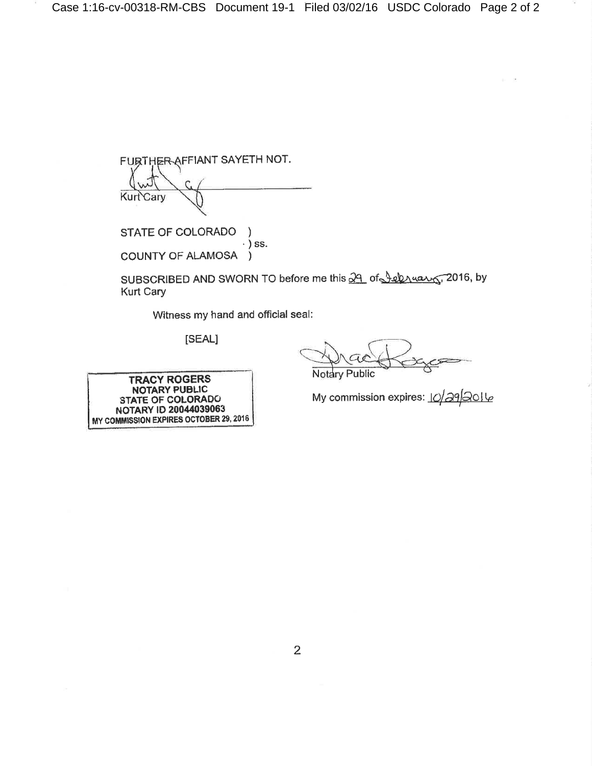FURTHER AFFIANT SAYETH NOT.

Kurt Cary

STATE OF COLORADO )
) ss.
COUNTY OF ALAMOSA )

SUBSCRIBED AND SWORN TO before me this 29 of February, 2016, by Kurt Cary

Witness my hand and official seal:

[SEAL]

**TRACY ROGERS**
**NOTARY PUBLIC**
**STATE OF COLORADO**
**NOTARY ID 20044039063**
**MY COMMISSION EXPIRES OCTOBER 29, 2016**

Notary Public

My commission expires: 10/29/2016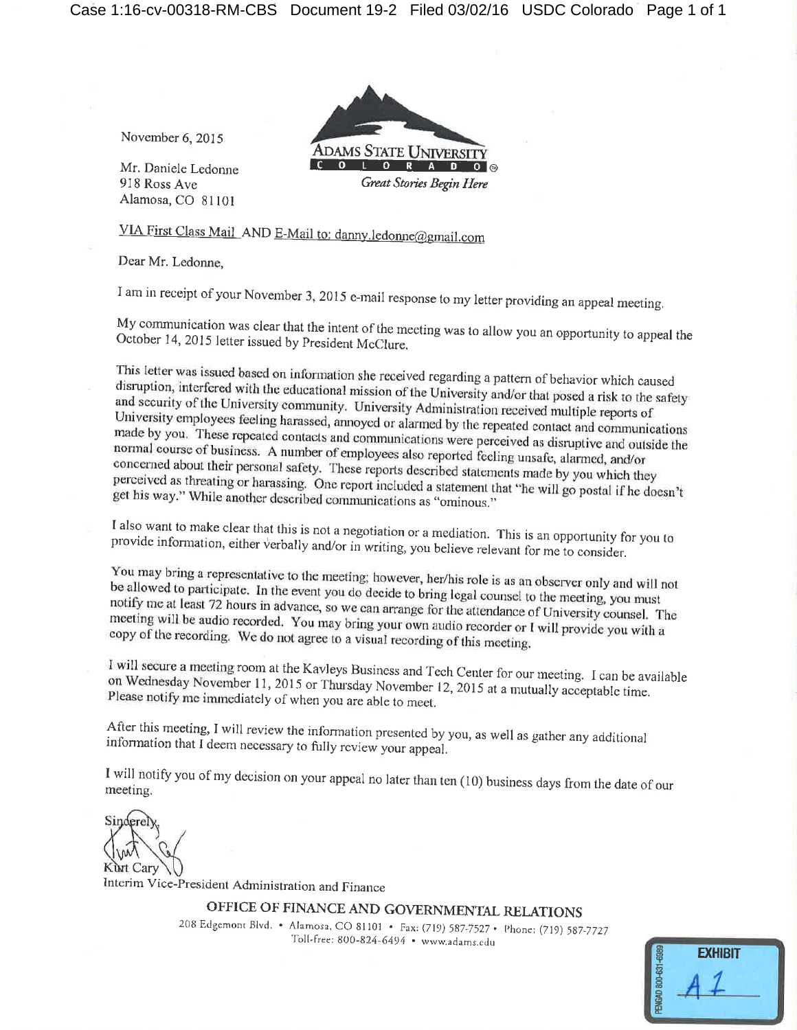November 6, 2015

Mr. Daniele Ledonne
918 Ross Ave
Alamosa, CO 81101

ADAMS STATE UNIVERSITY
COLORADO
*Great Stories Begin Here*

VIA First Class Mail AND E-Mail to: danny.ledonne@gmail.com

Dear Mr. Ledonne,

I am in receipt of your November 3, 2015 e-mail response to my letter providing an appeal meeting.

My communication was clear that the intent of the meeting was to allow you an opportunity to appeal the October 14, 2015 letter issued by President McClure.

This letter was issued based on information she received regarding a pattern of behavior which caused disruption, interfered with the educational mission of the University and/or that posed a risk to the safety and security of the University community. University Administration received multiple reports of University employees feeling harassed, annoyed or alarmed by the repeated contact and communications made by you. These repeated contacts and communications were perceived as disruptive and outside the normal course of business. A number of employees also reported feeling unsafe, alarmed, and/or concerned about their personal safety. These reports described statements made by you which they perceived as threating or harassing. One report included a statement that "he will go postal if he doesn't get his way." While another described communications as "ominous."

I also want to make clear that this is not a negotiation or a mediation. This is an opportunity for you to provide information, either verbally and/or in writing, you believe relevant for me to consider.

You may bring a representative to the meeting; however, her/his role is as an observer only and will not be allowed to participate. In the event you do decide to bring legal counsel to the meeting, you must notify me at least 72 hours in advance, so we can arrange for the attendance of University counsel. The meeting will be audio recorded. You may bring your own audio recorder or I will provide you with a copy of the recording. We do not agree to a visual recording of this meeting.

I will secure a meeting room at the Kavleys Business and Tech Center for our meeting. I can be available on Wednesday November 11, 2015 or Thursday November 12, 2015 at a mutually acceptable time. Please notify me immediately of when you are able to meet.

After this meeting, I will review the information presented by you, as well as gather any additional information that I deem necessary to fully review your appeal.

I will notify you of my decision on your appeal no later than ten (10) business days from the date of our meeting.

Sincerely,

Kurt Cary
Interim Vice-President Administration and Finance

OFFICE OF FINANCE AND GOVERNMENTAL RELATIONS
208 Edgemont Blvd. • Alamosa, CO 81101 • Fax: (719) 587-7527 • Phone: (719) 587-7727
Toll-free: 800-824-6494 • www.adams.edu

EXHIBIT
A1